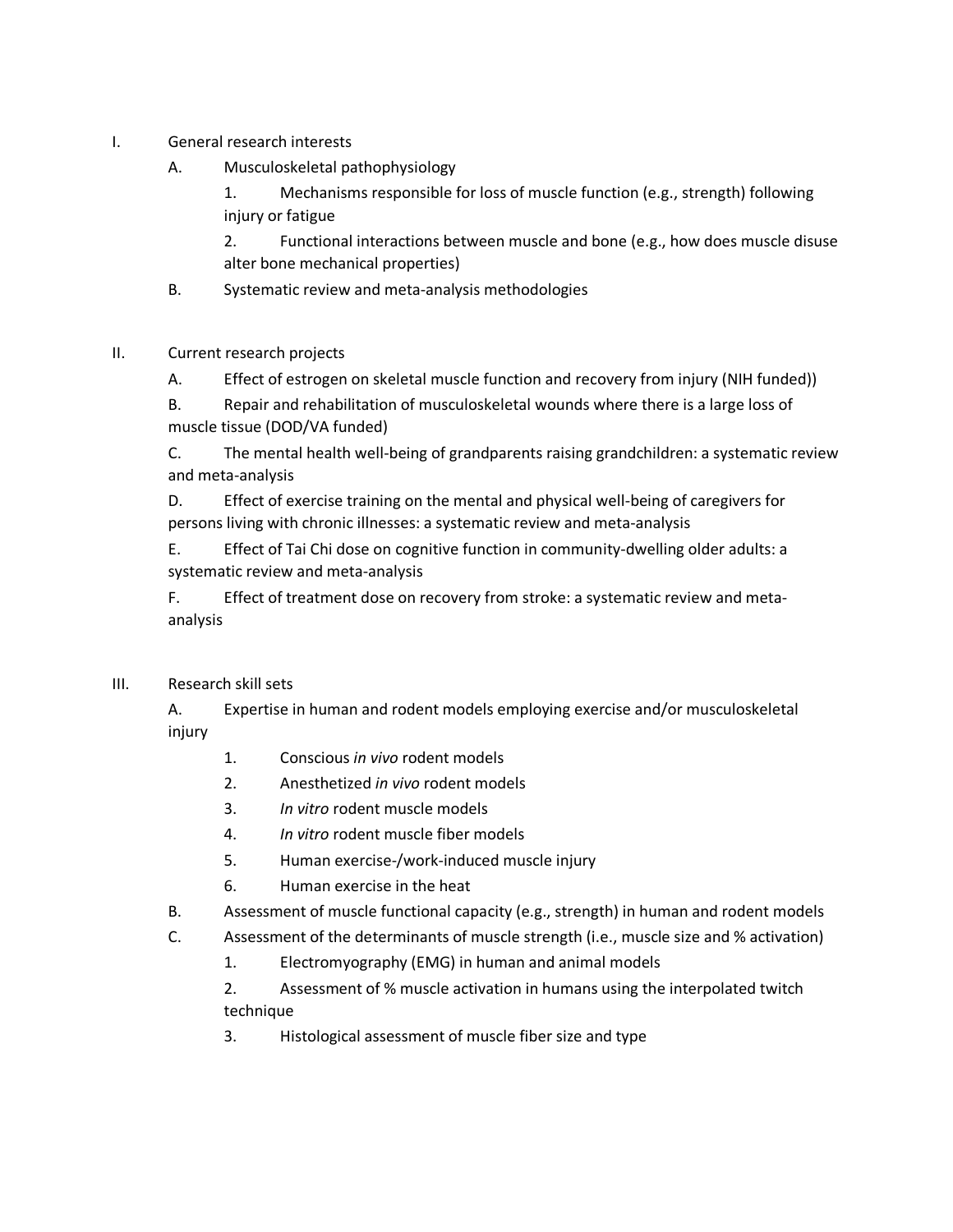I. General research interests

   A. Musculoskeletal pathophysiology

      1. Mechanisms responsible for loss of muscle function (e.g., strength) following injury or fatigue

      2. Functional interactions between muscle and bone (e.g., how does muscle disuse alter bone mechanical properties)

   B. Systematic review and meta-analysis methodologies

II. Current research projects

   A. Effect of estrogen on skeletal muscle function and recovery from injury (NIH funded))

   B. Repair and rehabilitation of musculoskeletal wounds where there is a large loss of muscle tissue (DOD/VA funded)

   C. The mental health well-being of grandparents raising grandchildren: a systematic review and meta-analysis

   D. Effect of exercise training on the mental and physical well-being of caregivers for persons living with chronic illnesses: a systematic review and meta-analysis

   E. Effect of Tai Chi dose on cognitive function in community-dwelling older adults: a systematic review and meta-analysis

   F. Effect of treatment dose on recovery from stroke: a systematic review and meta-analysis

III. Research skill sets

   A. Expertise in human and rodent models employing exercise and/or musculoskeletal injury

      1. Conscious *in vivo* rodent models

      2. Anesthetized *in vivo* rodent models

      3. *In vitro* rodent muscle models

      4. *In vitro* rodent muscle fiber models

      5. Human exercise-/work-induced muscle injury

      6. Human exercise in the heat

   B. Assessment of muscle functional capacity (e.g., strength) in human and rodent models

   C. Assessment of the determinants of muscle strength (i.e., muscle size and % activation)

      1. Electromyography (EMG) in human and animal models

      2. Assessment of % muscle activation in humans using the interpolated twitch technique

      3. Histological assessment of muscle fiber size and type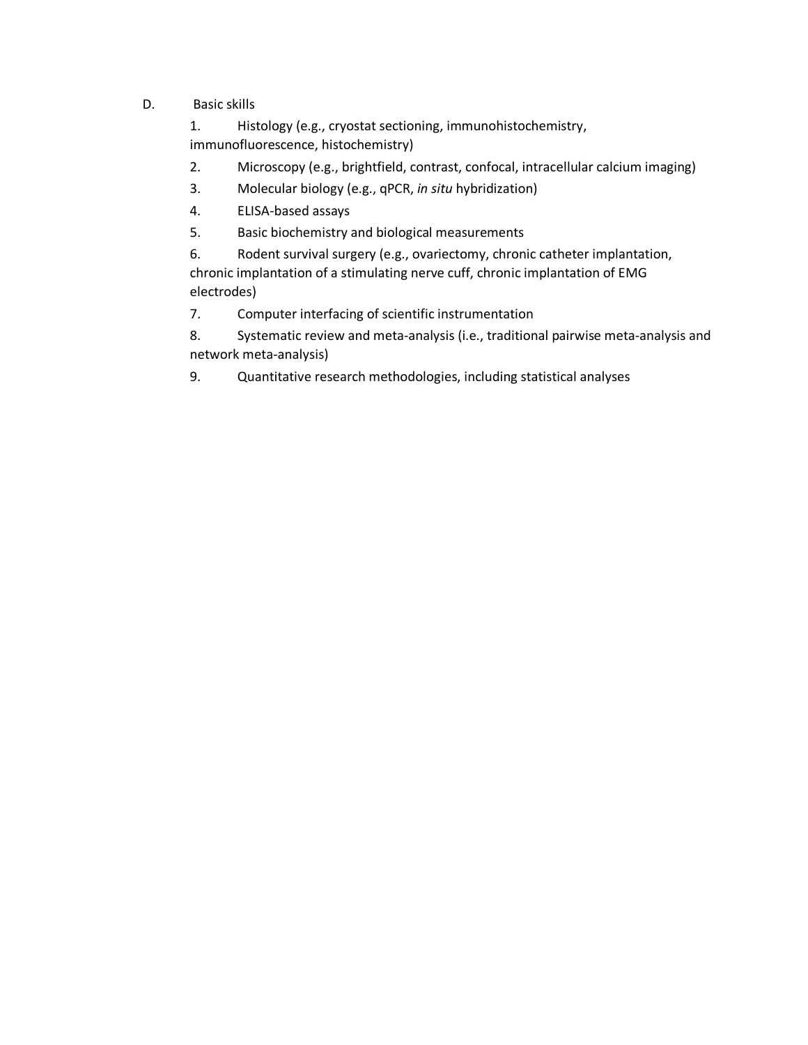D. Basic skills

1. Histology (e.g., cryostat sectioning, immunohistochemistry, immunofluorescence, histochemistry)
2. Microscopy (e.g., brightfield, contrast, confocal, intracellular calcium imaging)
3. Molecular biology (e.g., qPCR, *in situ* hybridization)
4. ELISA-based assays
5. Basic biochemistry and biological measurements
6. Rodent survival surgery (e.g., ovariectomy, chronic catheter implantation, chronic implantation of a stimulating nerve cuff, chronic implantation of EMG electrodes)
7. Computer interfacing of scientific instrumentation
8. Systematic review and meta-analysis (i.e., traditional pairwise meta-analysis and network meta-analysis)
9. Quantitative research methodologies, including statistical analyses